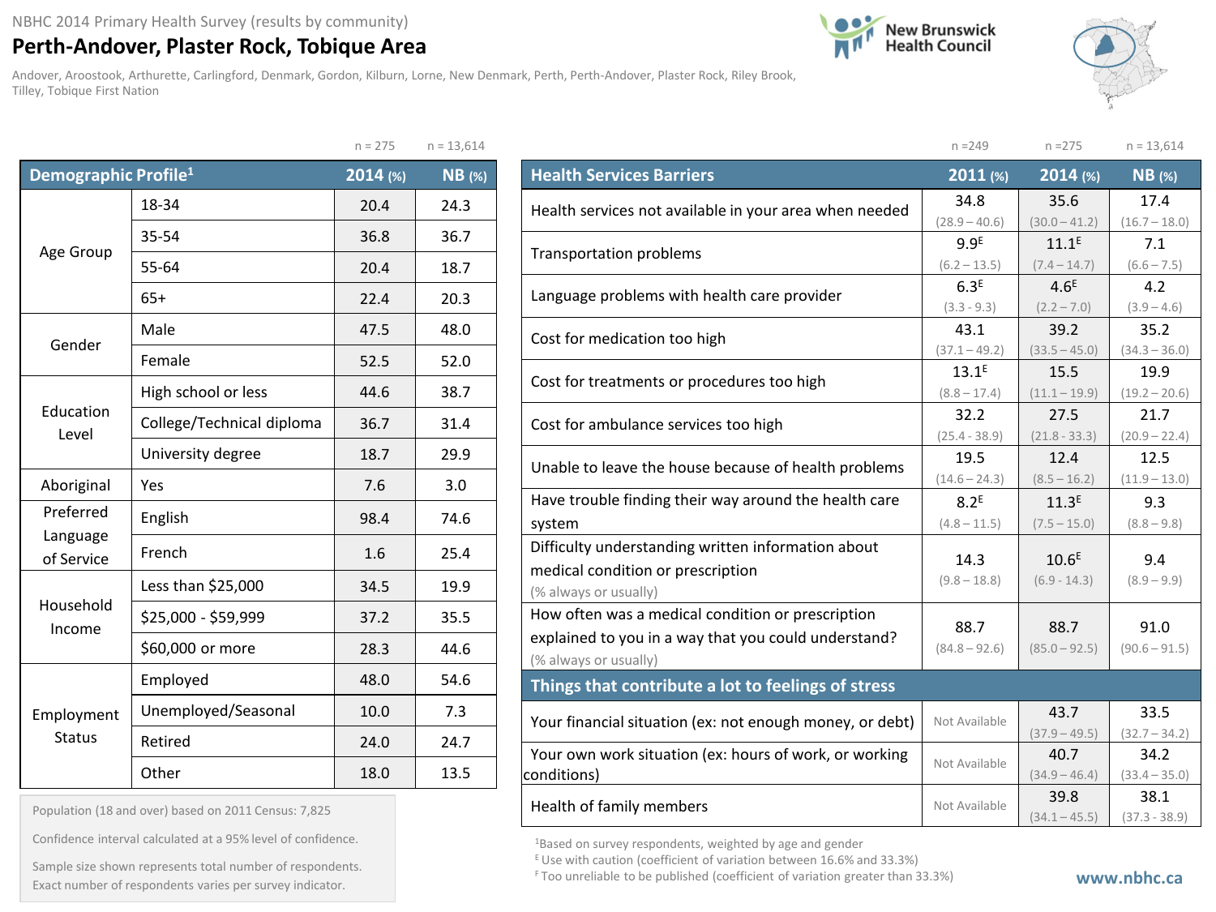NBHC 2014 Primary Health Survey (results by community)

# Perth-Andover, Plaster Rock, Tobique Area

Andover, Aroostook, Arthurette, Carlingford, Denmark, Gordon, Kilburn, Lorne, New Denmark, Perth, Perth-Andover, Plaster Rock, Riley Brook, Tilley, Tobique First Nation

New Brunswick Health Council

| Demographic Profile[1] | | 2014 (%) n = 275 | NB (%) n = 13,614 |
|---|---|---|---|
| Age Group | 18-34 | 20.4 | 24.3 |
| | 35-54 | 36.8 | 36.7 |
| | 55-64 | 20.4 | 18.7 |
| | 65+ | 22.4 | 20.3 |
| Gender | Male | 47.5 | 48.0 |
| | Female | 52.5 | 52.0 |
| Education Level | High school or less | 44.6 | 38.7 |
| | College/Technical diploma | 36.7 | 31.4 |
| | University degree | 18.7 | 29.9 |
| Aboriginal | Yes | 7.6 | 3.0 |
| Preferred Language of Service | English | 98.4 | 74.6 |
| | French | 1.6 | 25.4 |
| Household Income | Less than $25,000 | 34.5 | 19.9 |
| | $25,000 - $59,999 | 37.2 | 35.5 |
| | $60,000 or more | 28.3 | 44.6 |
| Employment Status | Employed | 48.0 | 54.6 |
| | Unemployed/Seasonal | 10.0 | 7.3 |
| | Retired | 24.0 | 24.7 |
| | Other | 18.0 | 13.5 |

Population (18 and over) based on 2011 Census: 7,825

Confidence interval calculated at a 95% level of confidence.

Sample size shown represents total number of respondents. Exact number of respondents varies per survey indicator.

| Health Services Barriers | 2011 (%) n =249 | 2014 (%) n =275 | NB (%) n = 13,614 |
|---|---|---|---|
| Health services not available in your area when needed | 34.8 (28.9 – 40.6) | 35.6 (30.0 – 41.2) | 17.4 (16.7 – 18.0) |
| Transportation problems | 9.9E (6.2 – 13.5) | 11.1E (7.4 – 14.7) | 7.1 (6.6 – 7.5) |
| Language problems with health care provider | 6.3E (3.3 - 9.3) | 4.6E (2.2 – 7.0) | 4.2 (3.9 – 4.6) |
| Cost for medication too high | 43.1 (37.1 – 49.2) | 39.2 (33.5 – 45.0) | 35.2 (34.3 – 36.0) |
| Cost for treatments or procedures too high | 13.1E (8.8 – 17.4) | 15.5 (11.1 – 19.9) | 19.9 (19.2 – 20.6) |
| Cost for ambulance services too high | 32.2 (25.4 - 38.9) | 27.5 (21.8 - 33.3) | 21.7 (20.9 – 22.4) |
| Unable to leave the house because of health problems | 19.5 (14.6 – 24.3) | 12.4 (8.5 – 16.2) | 12.5 (11.9 – 13.0) |
| Have trouble finding their way around the health care system | 8.2E (4.8 – 11.5) | 11.3E (7.5 – 15.0) | 9.3 (8.8 – 9.8) |
| Difficulty understanding written information about medical condition or prescription (% always or usually) | 14.3 (9.8 – 18.8) | 10.6E (6.9 - 14.3) | 9.4 (8.9 – 9.9) |
| How often was a medical condition or prescription explained to you in a way that you could understand? (% always or usually) | 88.7 (84.8 – 92.6) | 88.7 (85.0 – 92.5) | 91.0 (90.6 – 91.5) |
| **Things that contribute a lot to feelings of stress** | | | |
| Your financial situation (ex: not enough money, or debt) | Not Available | 43.7 (37.9 – 49.5) | 33.5 (32.7 – 34.2) |
| Your own work situation (ex: hours of work, or working conditions) | Not Available | 40.7 (34.9 – 46.4) | 34.2 (33.4 – 35.0) |
| Health of family members | Not Available | 39.8 (34.1 – 45.5) | 38.1 (37.3 - 38.9) |

[1] Based on survey respondents, weighted by age and gender

E Use with caution (coefficient of variation between 16.6% and 33.3%)

F Too unreliable to be published (coefficient of variation greater than 33.3%)

www.nbhc.ca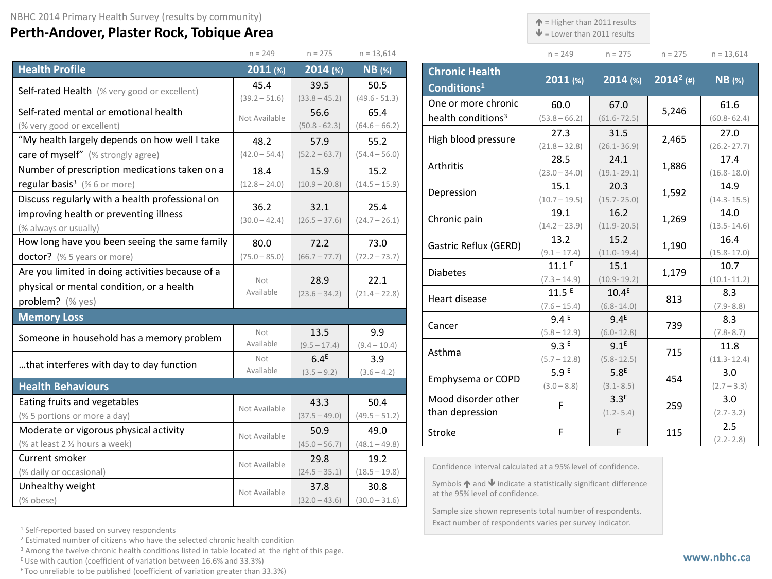NBHC 2014 Primary Health Survey (results by community)

# Perth-Andover, Plaster Rock, Tobique Area

↑ = Higher than 2011 results
↓ = Lower than 2011 results

| Health Profile | 2011 (%) n = 249 | 2014 (%) n = 275 | NB (%) n = 13,614 |
|---|---|---|---|
| Self-rated Health (% very good or excellent) | 45.4 (39.2 – 51.6) | 39.5 (33.8 – 45.2) | 50.5 (49.6 - 51.3) |
| Self-rated mental or emotional health (% very good or excellent) | Not Available | 56.6 (50.8 - 62.3) | 65.4 (64.6 – 66.2) |
| "My health largely depends on how well I take care of myself" (% strongly agree) | 48.2 (42.0 – 54.4) | 57.9 (52.2 – 63.7) | 55.2 (54.4 – 56.0) |
| Number of prescription medications taken on a regular basis[3] (% 6 or more) | 18.4 (12.8 – 24.0) | 15.9 (10.9 – 20.8) | 15.2 (14.5 – 15.9) |
| Discuss regularly with a health professional on improving health or preventing illness (% always or usually) | 36.2 (30.0 – 42.4) | 32.1 (26.5 – 37.6) | 25.4 (24.7 – 26.1) |
| How long have you been seeing the same family doctor? (% 5 years or more) | 80.0 (75.0 – 85.0) | 72.2 (66.7 – 77.7) | 73.0 (72.2 – 73.7) |
| Are you limited in doing activities because of a physical or mental condition, or a health problem? (% yes) | Not Available | 28.9 (23.6 – 34.2) | 22.1 (21.4 – 22.8) |
| **Memory Loss** | | | |
| Someone in household has a memory problem | Not Available | 13.5 (9.5 – 17.4) | 9.9 (9.4 – 10.4) |
| ...that interferes with day to day function | Not Available | 6.4[E] (3.5 – 9.2) | 3.9 (3.6 – 4.2) |
| **Health Behaviours** | | | |
| Eating fruits and vegetables (% 5 portions or more a day) | Not Available | 43.3 (37.5 – 49.0) | 50.4 (49.5 – 51.2) |
| Moderate or vigorous physical activity (% at least 2 ½ hours a week) | Not Available | 50.9 (45.0 – 56.7) | 49.0 (48.1 – 49.8) |
| Current smoker (% daily or occasional) | Not Available | 29.8 (24.5 – 35.1) | 19.2 (18.5 – 19.8) |
| Unhealthy weight (% obese) | Not Available | 37.8 (32.0 – 43.6) | 30.8 (30.0 – 31.6) |

| Chronic Health Conditions[1] | 2011 (%) n = 249 | 2014 (%) n = 275 | 2014[2] (#) n = 275 | NB (%) n = 13,614 |
|---|---|---|---|---|
| One or more chronic health conditions[3] | 60.0 (53.8 – 66.2) | 67.0 (61.6- 72.5) | 5,246 | 61.6 (60.8- 62.4) |
| High blood pressure | 27.3 (21.8 – 32.8) | 31.5 (26.1- 36.9) | 2,465 | 27.0 (26.2- 27.7) |
| Arthritis | 28.5 (23.0 – 34.0) | 24.1 (19.1- 29.1) | 1,886 | 17.4 (16.8- 18.0) |
| Depression | 15.1 (10.7 – 19.5) | 20.3 (15.7- 25.0) | 1,592 | 14.9 (14.3- 15.5) |
| Chronic pain | 19.1 (14.2 – 23.9) | 16.2 (11.9- 20.5) | 1,269 | 14.0 (13.5- 14.6) |
| Gastric Reflux (GERD) | 13.2 (9.1 – 17.4) | 15.2 (11.0- 19.4) | 1,190 | 16.4 (15.8- 17.0) |
| Diabetes | 11.1[E] (7.3 – 14.9) | 15.1 (10.9- 19.2) | 1,179 | 10.7 (10.1- 11.2) |
| Heart disease | 11.5[E] (7.6 – 15.4) | 10.4[E] (6.8- 14.0) | 813 | 8.3 (7.9- 8.8) |
| Cancer | 9.4[E] (5.8 – 12.9) | 9.4[E] (6.0- 12.8) | 739 | 8.3 (7.8- 8.7) |
| Asthma | 9.3[E] (5.7 – 12.8) | 9.1[E] (5.8- 12.5) | 715 | 11.8 (11.3- 12.4) |
| Emphysema or COPD | 5.9[E] (3.0 – 8.8) | 5.8[E] (3.1- 8.5) | 454 | 3.0 (2.7 – 3.3) |
| Mood disorder other than depression | F | 3.3[E] (1.2- 5.4) | 259 | 3.0 (2.7- 3.2) |
| Stroke | F | F | 115 | 2.5 (2.2- 2.8) |

Confidence interval calculated at a 95% level of confidence.

Symbols ↑ and ↓ indicate a statistically significant difference at the 95% level of confidence.

Sample size shown represents total number of respondents. Exact number of respondents varies per survey indicator.

[1] Self-reported based on survey respondents
[2] Estimated number of citizens who have the selected chronic health condition
[3] Among the twelve chronic health conditions listed in table located at the right of this page.
[E] Use with caution (coefficient of variation between 16.6% and 33.3%)
[F] Too unreliable to be published (coefficient of variation greater than 33.3%)

www.nbhc.ca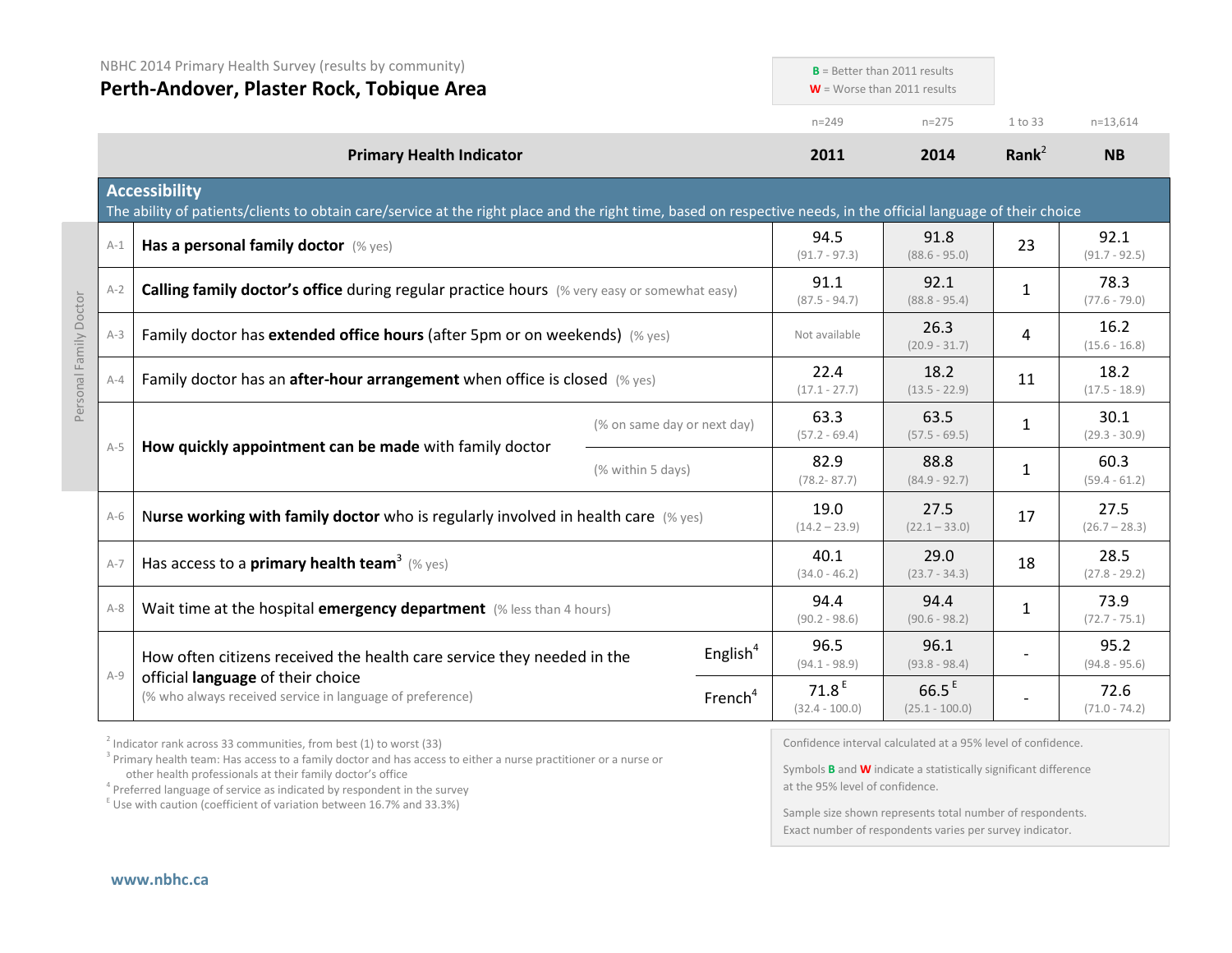NBHC 2014 Primary Health Survey (results by community)

## Perth-Andover, Plaster Rock, Tobique Area

**B** = Better than 2011 results
**W** = Worse than 2011 results

| | Primary Health Indicator | | 2011 (n=249) | 2014 (n=275) | Rank[2] (1 to 33) | NB (n=13,614) |
|---|---|---|---|---|---|---|
| | **Accessibility** The ability of patients/clients to obtain care/service at the right place and the right time, based on respective needs, in the official language of their choice | | | | | |
| A-1 | **Has a personal family doctor** (% yes) | | 94.5 (91.7 - 97.3) | 91.8 (88.6 - 95.0) | 23 | 92.1 (91.7 - 92.5) |
| A-2 | **Calling family doctor's office** during regular practice hours (% very easy or somewhat easy) | | 91.1 (87.5 - 94.7) | 92.1 (88.8 - 95.4) | 1 | 78.3 (77.6 - 79.0) |
| A-3 | Family doctor has **extended office hours** (after 5pm or on weekends) (% yes) | | Not available | 26.3 (20.9 - 31.7) | 4 | 16.2 (15.6 - 16.8) |
| A-4 | Family doctor has an **after-hour arrangement** when office is closed (% yes) | | 22.4 (17.1 - 27.7) | 18.2 (13.5 - 22.9) | 11 | 18.2 (17.5 - 18.9) |
| A-5 | **How quickly appointment can be made** with family doctor | (% on same day or next day) | 63.3 (57.2 - 69.4) | 63.5 (57.5 - 69.5) | 1 | 30.1 (29.3 - 30.9) |
| | | (% within 5 days) | 82.9 (78.2- 87.7) | 88.8 (84.9 - 92.7) | 1 | 60.3 (59.4 - 61.2) |
| A-6 | **Nurse working with family doctor** who is regularly involved in health care (% yes) | | 19.0 (14.2 – 23.9) | 27.5 (22.1 – 33.0) | 17 | 27.5 (26.7 – 28.3) |
| A-7 | Has access to a **primary health team**[3] (% yes) | | 40.1 (34.0 - 46.2) | 29.0 (23.7 - 34.3) | 18 | 28.5 (27.8 - 29.2) |
| A-8 | Wait time at the hospital **emergency department** (% less than 4 hours) | | 94.4 (90.2 - 98.6) | 94.4 (90.6 - 98.2) | 1 | 73.9 (72.7 - 75.1) |
| A-9 | How often citizens received the health care service they needed in the official **language** of their choice (% who always received service in language of preference) | English[4] | 96.5 (94.1 - 98.9) | 96.1 (93.8 - 98.4) | - | 95.2 (94.8 - 95.6) |
| | | French[4] | 71.8 [E] (32.4 - 100.0) | 66.5 [E] (25.1 - 100.0) | - | 72.6 (71.0 - 74.2) |

Personal Family Doctor (A-1 to A-5)

[2] Indicator rank across 33 communities, from best (1) to worst (33)
[3] Primary health team: Has access to a family doctor and has access to either a nurse practitioner or a nurse or other health professionals at their family doctor's office
[4] Preferred language of service as indicated by respondent in the survey
[E] Use with caution (coefficient of variation between 16.7% and 33.3%)

Confidence interval calculated at a 95% level of confidence.

Symbols **B** and **W** indicate a statistically significant difference at the 95% level of confidence.

Sample size shown represents total number of respondents. Exact number of respondents varies per survey indicator.

www.nbhc.ca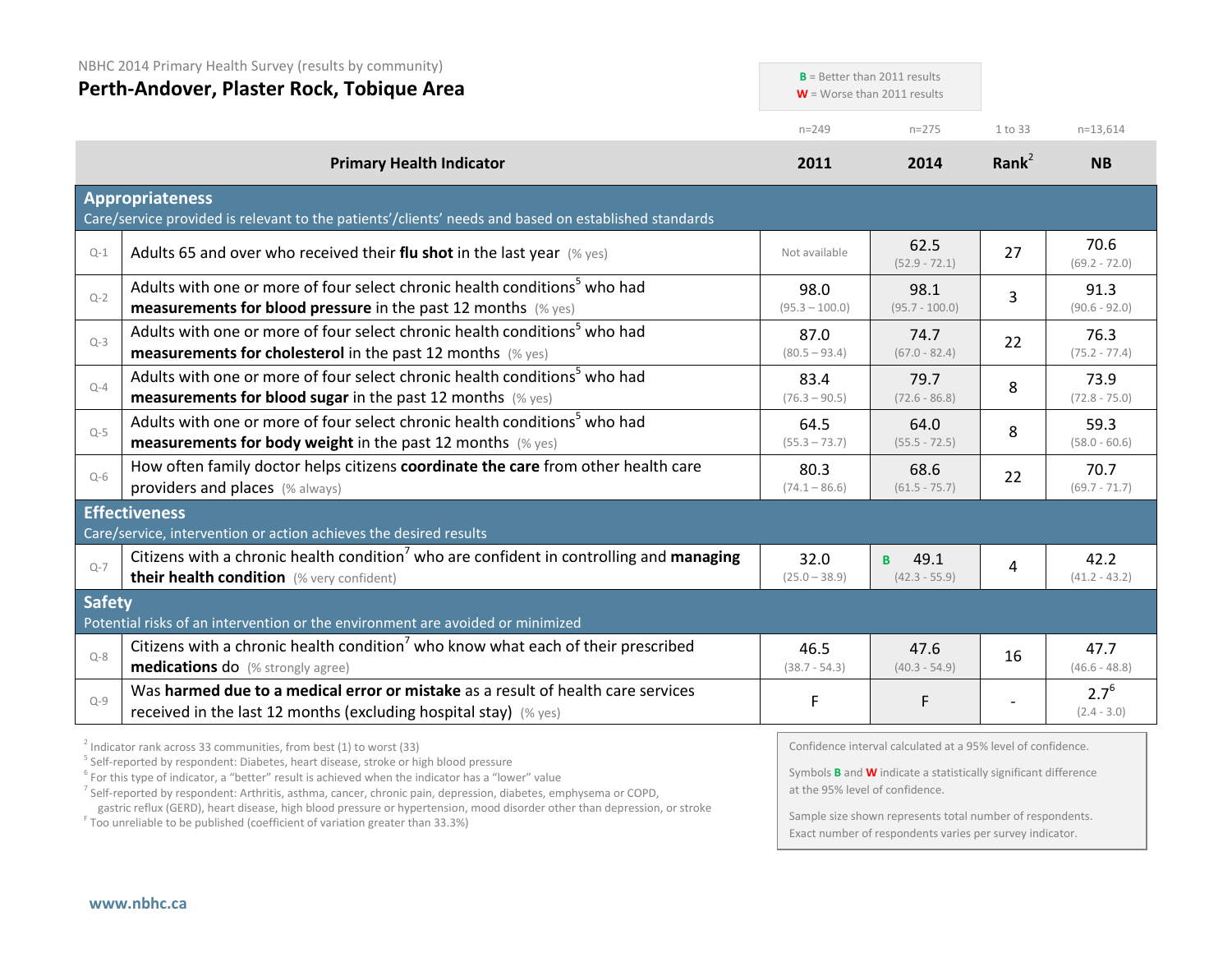NBHC 2014 Primary Health Survey (results by community)

# Perth-Andover, Plaster Rock, Tobique Area

**B** = Better than 2011 results
**W** = Worse than 2011 results

| | Primary Health Indicator | 2011 (n=249) | 2014 (n=275) | Rank[2] (1 to 33) | NB (n=13,614) |
|---|---|---|---|---|---|
| | **Appropriateness** Care/service provided is relevant to the patients'/clients' needs and based on established standards | | | | |
| Q-1 | Adults 65 and over who received their **flu shot** in the last year (% yes) | Not available | 62.5 (52.9 - 72.1) | 27 | 70.6 (69.2 - 72.0) |
| Q-2 | Adults with one or more of four select chronic health conditions[5] who had **measurements for blood pressure** in the past 12 months (% yes) | 98.0 (95.3 – 100.0) | 98.1 (95.7 - 100.0) | 3 | 91.3 (90.6 - 92.0) |
| Q-3 | Adults with one or more of four select chronic health conditions[5] who had **measurements for cholesterol** in the past 12 months (% yes) | 87.0 (80.5 – 93.4) | 74.7 (67.0 - 82.4) | 22 | 76.3 (75.2 - 77.4) |
| Q-4 | Adults with one or more of four select chronic health conditions[5] who had **measurements for blood sugar** in the past 12 months (% yes) | 83.4 (76.3 – 90.5) | 79.7 (72.6 - 86.8) | 8 | 73.9 (72.8 - 75.0) |
| Q-5 | Adults with one or more of four select chronic health conditions[5] who had **measurements for body weight** in the past 12 months (% yes) | 64.5 (55.3 – 73.7) | 64.0 (55.5 - 72.5) | 8 | 59.3 (58.0 - 60.6) |
| Q-6 | How often family doctor helps citizens **coordinate the care** from other health care providers and places (% always) | 80.3 (74.1 – 86.6) | 68.6 (61.5 - 75.7) | 22 | 70.7 (69.7 - 71.7) |
| | **Effectiveness** Care/service, intervention or action achieves the desired results | | | | |
| Q-7 | Citizens with a chronic health condition[7] who are confident in controlling and **managing their health condition** (% very confident) | 32.0 (25.0 – 38.9) | **B** 49.1 (42.3 - 55.9) | 4 | 42.2 (41.2 - 43.2) |
| | **Safety** Potential risks of an intervention or the environment are avoided or minimized | | | | |
| Q-8 | Citizens with a chronic health condition[7] who know what each of their prescribed **medications** do (% strongly agree) | 46.5 (38.7 - 54.3) | 47.6 (40.3 - 54.9) | 16 | 47.7 (46.6 - 48.8) |
| Q-9 | Was **harmed due to a medical error or mistake** as a result of health care services received in the last 12 months (excluding hospital stay) (% yes) | F | F | - | 2.7[6] (2.4 - 3.0) |

[2] Indicator rank across 33 communities, from best (1) to worst (33)
[5] Self-reported by respondent: Diabetes, heart disease, stroke or high blood pressure
[6] For this type of indicator, a "better" result is achieved when the indicator has a "lower" value
[7] Self-reported by respondent: Arthritis, asthma, cancer, chronic pain, depression, diabetes, emphysema or COPD, gastric reflux (GERD), heart disease, high blood pressure or hypertension, mood disorder other than depression, or stroke
[F] Too unreliable to be published (coefficient of variation greater than 33.3%)

Confidence interval calculated at a 95% level of confidence.

Symbols **B** and **W** indicate a statistically significant difference at the 95% level of confidence.

Sample size shown represents total number of respondents. Exact number of respondents varies per survey indicator.

www.nbhc.ca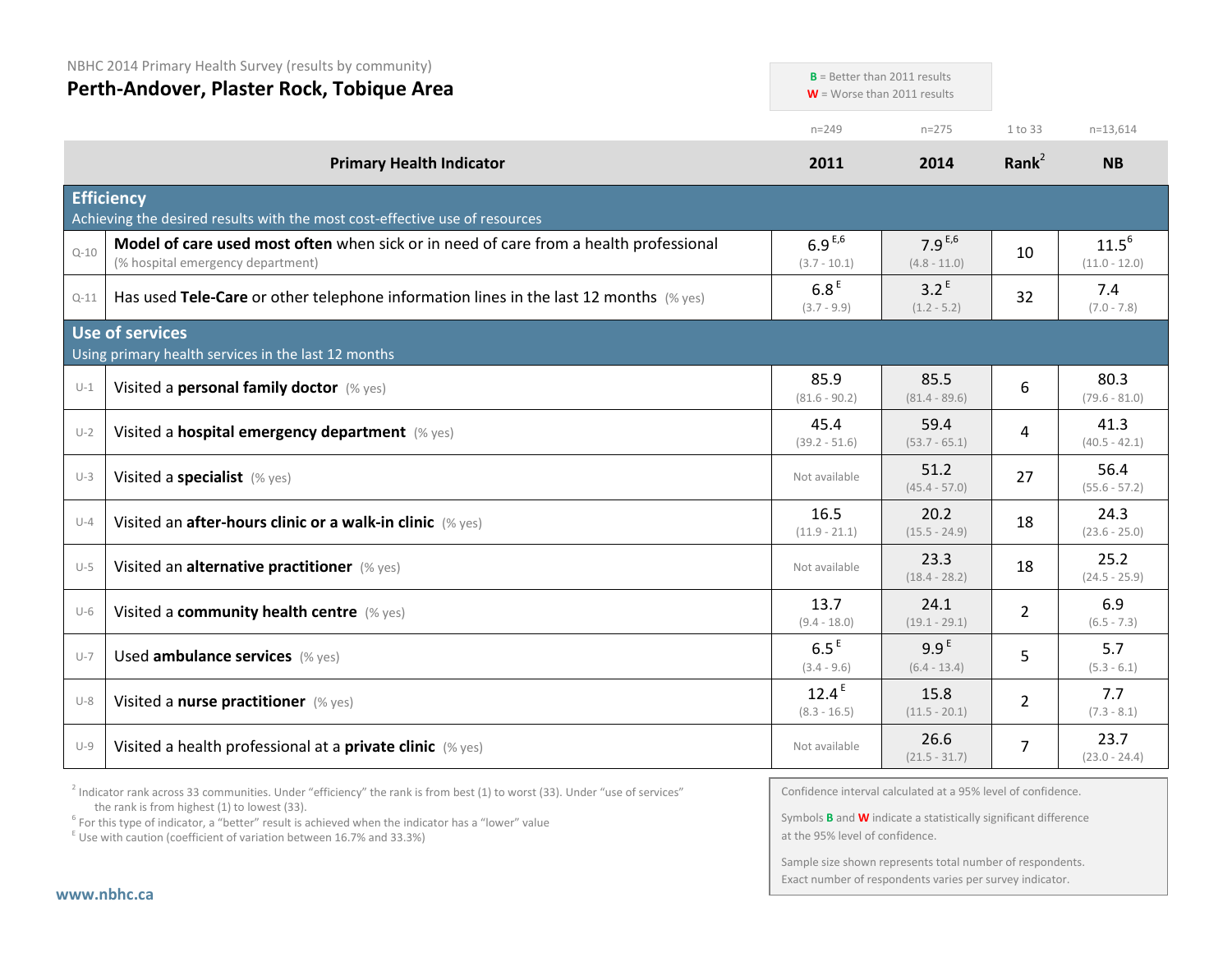NBHC 2014 Primary Health Survey (results by community)

# Perth-Andover, Plaster Rock, Tobique Area

**B** = Better than 2011 results
**W** = Worse than 2011 results

| | Primary Health Indicator | 2011 (n=249) | 2014 (n=275) | Rank[2] (1 to 33) | NB (n=13,614) |
|---|---|---|---|---|---|
| | **Efficiency** Achieving the desired results with the most cost-effective use of resources | | | | |
| Q-10 | **Model of care used most often** when sick or in need of care from a health professional (% hospital emergency department) | 6.9 [E,6] (3.7 - 10.1) | 7.9 [E,6] (4.8 - 11.0) | 10 | 11.5 [6] (11.0 - 12.0) |
| Q-11 | Has used **Tele-Care** or other telephone information lines in the last 12 months (% yes) | 6.8 [E] (3.7 - 9.9) | 3.2 [E] (1.2 - 5.2) | 32 | 7.4 (7.0 - 7.8) |
| | **Use of services** Using primary health services in the last 12 months | | | | |
| U-1 | Visited a **personal family doctor** (% yes) | 85.9 (81.6 - 90.2) | 85.5 (81.4 - 89.6) | 6 | 80.3 (79.6 - 81.0) |
| U-2 | Visited a **hospital emergency department** (% yes) | 45.4 (39.2 - 51.6) | 59.4 (53.7 - 65.1) | 4 | 41.3 (40.5 - 42.1) |
| U-3 | Visited a **specialist** (% yes) | Not available | 51.2 (45.4 - 57.0) | 27 | 56.4 (55.6 - 57.2) |
| U-4 | Visited an **after-hours clinic or a walk-in clinic** (% yes) | 16.5 (11.9 - 21.1) | 20.2 (15.5 - 24.9) | 18 | 24.3 (23.6 - 25.0) |
| U-5 | Visited an **alternative practitioner** (% yes) | Not available | 23.3 (18.4 - 28.2) | 18 | 25.2 (24.5 - 25.9) |
| U-6 | Visited a **community health centre** (% yes) | 13.7 (9.4 - 18.0) | 24.1 (19.1 - 29.1) | 2 | 6.9 (6.5 - 7.3) |
| U-7 | Used **ambulance services** (% yes) | 6.5 [E] (3.4 - 9.6) | 9.9 [E] (6.4 - 13.4) | 5 | 5.7 (5.3 - 6.1) |
| U-8 | Visited a **nurse practitioner** (% yes) | 12.4 [E] (8.3 - 16.5) | 15.8 (11.5 - 20.1) | 2 | 7.7 (7.3 - 8.1) |
| U-9 | Visited a health professional at a **private clinic** (% yes) | Not available | 26.6 (21.5 - 31.7) | 7 | 23.7 (23.0 - 24.4) |

[2] Indicator rank across 33 communities. Under "efficiency" the rank is from best (1) to worst (33). Under "use of services" the rank is from highest (1) to lowest (33).
[6] For this type of indicator, a "better" result is achieved when the indicator has a "lower" value
[E] Use with caution (coefficient of variation between 16.7% and 33.3%)

Confidence interval calculated at a 95% level of confidence.

Symbols **B** and **W** indicate a statistically significant difference at the 95% level of confidence.

Sample size shown represents total number of respondents. Exact number of respondents varies per survey indicator.

www.nbhc.ca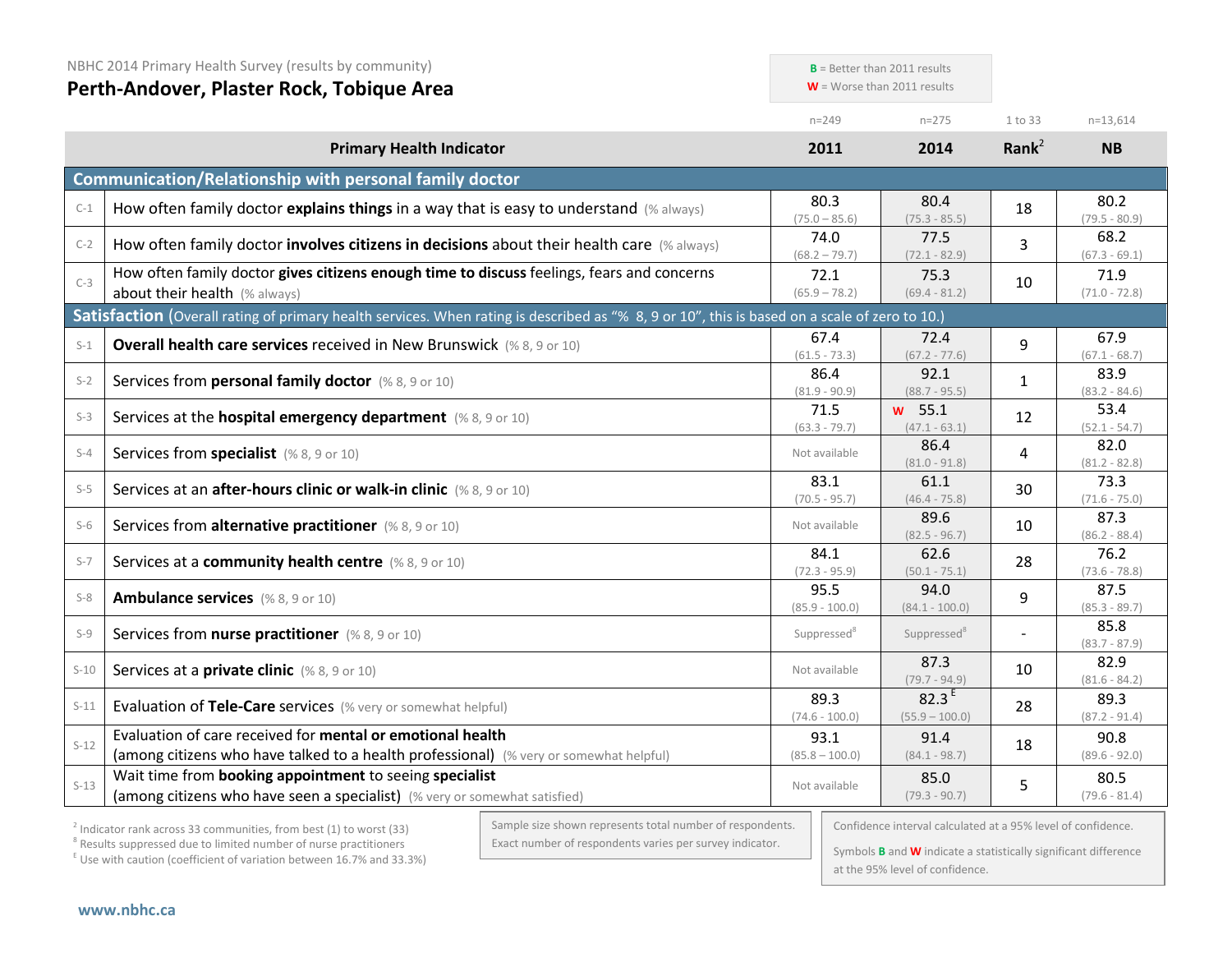NBHC 2014 Primary Health Survey (results by community)

# Perth-Andover, Plaster Rock, Tobique Area

**B** = Better than 2011 results
**W** = Worse than 2011 results

| | Primary Health Indicator | 2011 (n=249) | 2014 (n=275) | Rank[2] (1 to 33) | NB (n=13,614) |
|---|---|---|---|---|---|
| | **Communication/Relationship with personal family doctor** | | | | |
| C-1 | How often family doctor **explains things** in a way that is easy to understand (% always) | 80.3 (75.0 – 85.6) | 80.4 (75.3 - 85.5) | 18 | 80.2 (79.5 - 80.9) |
| C-2 | How often family doctor **involves citizens in decisions** about their health care (% always) | 74.0 (68.2 – 79.7) | 77.5 (72.1 - 82.9) | 3 | 68.2 (67.3 - 69.1) |
| C-3 | How often family doctor **gives citizens enough time to discuss** feelings, fears and concerns about their health (% always) | 72.1 (65.9 – 78.2) | 75.3 (69.4 - 81.2) | 10 | 71.9 (71.0 - 72.8) |
| | **Satisfaction** (Overall rating of primary health services. When rating is described as "% 8, 9 or 10", this is based on a scale of zero to 10.) | | | | |
| S-1 | **Overall health care services** received in New Brunswick (% 8, 9 or 10) | 67.4 (61.5 - 73.3) | 72.4 (67.2 - 77.6) | 9 | 67.9 (67.1 - 68.7) |
| S-2 | Services from **personal family doctor** (% 8, 9 or 10) | 86.4 (81.9 - 90.9) | 92.1 (88.7 - 95.5) | 1 | 83.9 (83.2 - 84.6) |
| S-3 | Services at the **hospital emergency department** (% 8, 9 or 10) | 71.5 (63.3 - 79.7) | W 55.1 (47.1 - 63.1) | 12 | 53.4 (52.1 - 54.7) |
| S-4 | Services from **specialist** (% 8, 9 or 10) | Not available | 86.4 (81.0 - 91.8) | 4 | 82.0 (81.2 - 82.8) |
| S-5 | Services at an **after-hours clinic or walk-in clinic** (% 8, 9 or 10) | 83.1 (70.5 - 95.7) | 61.1 (46.4 - 75.8) | 30 | 73.3 (71.6 - 75.0) |
| S-6 | Services from **alternative practitioner** (% 8, 9 or 10) | Not available | 89.6 (82.5 - 96.7) | 10 | 87.3 (86.2 - 88.4) |
| S-7 | Services at a **community health centre** (% 8, 9 or 10) | 84.1 (72.3 - 95.9) | 62.6 (50.1 - 75.1) | 28 | 76.2 (73.6 - 78.8) |
| S-8 | **Ambulance services** (% 8, 9 or 10) | 95.5 (85.9 - 100.0) | 94.0 (84.1 - 100.0) | 9 | 87.5 (85.3 - 89.7) |
| S-9 | Services from **nurse practitioner** (% 8, 9 or 10) | Suppressed[8] | Suppressed[8] | - | 85.8 (83.7 - 87.9) |
| S-10 | Services at a **private clinic** (% 8, 9 or 10) | Not available | 87.3 (79.7 - 94.9) | 10 | 82.9 (81.6 - 84.2) |
| S-11 | Evaluation of **Tele-Care** services (% very or somewhat helpful) | 89.3 (74.6 - 100.0) | 82.3[E] (55.9 – 100.0) | 28 | 89.3 (87.2 - 91.4) |
| S-12 | Evaluation of care received for **mental or emotional health** (among citizens who have talked to a health professional) (% very or somewhat helpful) | 93.1 (85.8 – 100.0) | 91.4 (84.1 - 98.7) | 18 | 90.8 (89.6 - 92.0) |
| S-13 | Wait time from **booking appointment** to seeing **specialist** (among citizens who have seen a specialist) (% very or somewhat satisfied) | Not available | 85.0 (79.3 - 90.7) | 5 | 80.5 (79.6 - 81.4) |

[2] Indicator rank across 33 communities, from best (1) to worst (33)
[8] Results suppressed due to limited number of nurse practitioners
[E] Use with caution (coefficient of variation between 16.7% and 33.3%)

Sample size shown represents total number of respondents. Exact number of respondents varies per survey indicator.

Confidence interval calculated at a 95% level of confidence.

Symbols **B** and **W** indicate a statistically significant difference at the 95% level of confidence.

www.nbhc.ca